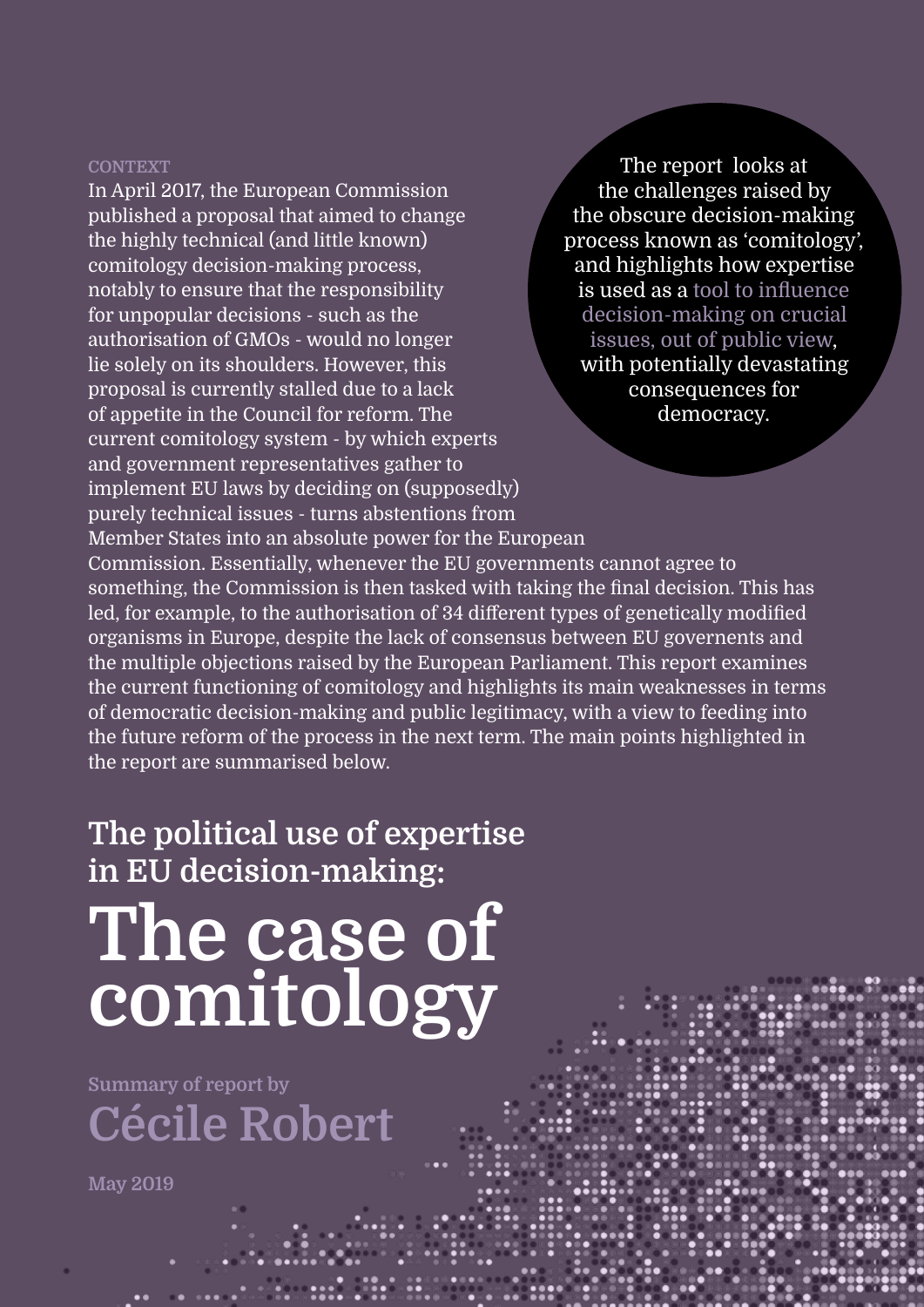# The political use of expertise in EU decision-making:

# The case of comitology

Summary of report by

**Cécile Robert**

May 2019

> The report looks at the challenges raised by the obscure decision-making process known as 'comitology', and highlights how expertise is used as a tool to influence decision-making on crucial issues, out of public view, with potentially devastating consequences for democracy.

CONTEXT

In April 2017, the European Commission published a proposal that aimed to change the highly technical (and little known) comitology decision-making process, notably to ensure that the responsibility for unpopular decisions - such as the authorisation of GMOs - would no longer lie solely on its shoulders. However, this proposal is currently stalled due to a lack of appetite in the Council for reform. The current comitology system - by which experts and government representatives gather to implement EU laws by deciding on (supposedly) purely technical issues - turns abstentions from Member States into an absolute power for the European Commission. Essentially, whenever the EU governments cannot agree to something, the Commission is then tasked with taking the final decision. This has led, for example, to the authorisation of 34 different types of genetically modified organisms in Europe, despite the lack of consensus between EU governents and the multiple objections raised by the European Parliament. This report examines the current functioning of comitology and highlights its main weaknesses in terms of democratic decision-making and public legitimacy, with a view to feeding into the future reform of the process in the next term. The main points highlighted in the report are summarised below.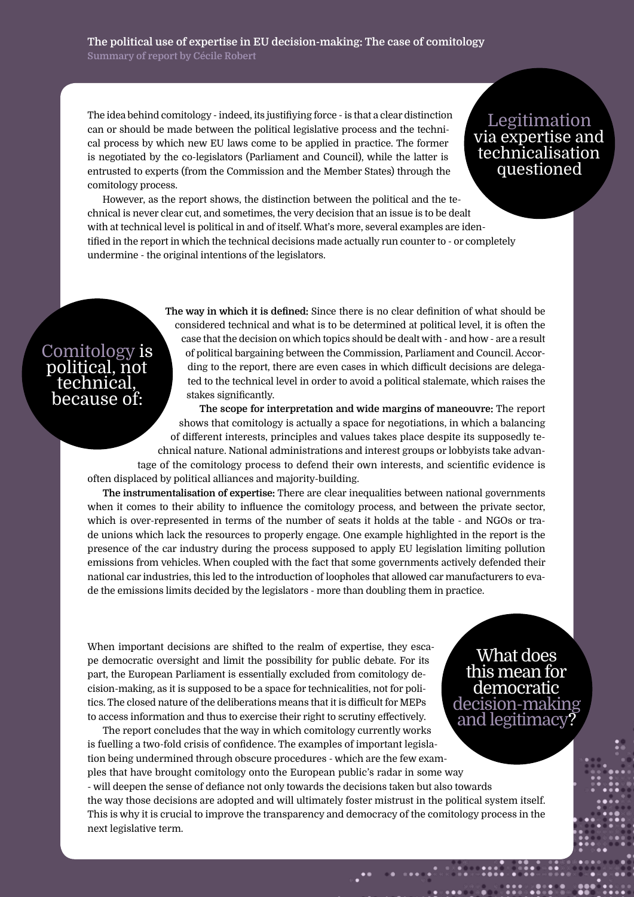# The political use of expertise in EU decision-making: The case of comitology

Summary of report by Cécile Robert

## Legitimation via expertise and technicalisation questioned

The idea behind comitology - indeed, its justifiying force - is that a clear distinction can or should be made between the political legislative process and the technical process by which new EU laws come to be applied in practice. The former is negotiated by the co-legislators (Parliament and Council), while the latter is entrusted to experts (from the Commission and the Member States) through the comitology process.

However, as the report shows, the distinction between the political and the technical is never clear cut, and sometimes, the very decision that an issue is to be dealt with at technical level is political in and of itself. What's more, several examples are identified in the report in which the technical decisions made actually run counter to - or completely undermine - the original intentions of the legislators.

## Comitology is political, not technical, because of:

**The way in which it is defined:** Since there is no clear definition of what should be considered technical and what is to be determined at political level, it is often the case that the decision on which topics should be dealt with - and how - are a result of political bargaining between the Commission, Parliament and Council. According to the report, there are even cases in which difficult decisions are delegated to the technical level in order to avoid a political stalemate, which raises the stakes significantly.

**The scope for interpretation and wide margins of maneouvre:** The report shows that comitology is actually a space for negotiations, in which a balancing of different interests, principles and values takes place despite its supposedly technical nature. National administrations and interest groups or lobbyists take advantage of the comitology process to defend their own interests, and scientific evidence is often displaced by political alliances and majority-building.

**The instrumentalisation of expertise:** There are clear inequalities between national governments when it comes to their ability to influence the comitology process, and between the private sector, which is over-represented in terms of the number of seats it holds at the table - and NGOs or trade unions which lack the resources to properly engage. One example highlighted in the report is the presence of the car industry during the process supposed to apply EU legislation limiting pollution emissions from vehicles. When coupled with the fact that some governments actively defended their national car industries, this led to the introduction of loopholes that allowed car manufacturers to evade the emissions limits decided by the legislators - more than doubling them in practice.

## What does this mean for democratic decision-making and legitimacy?

When important decisions are shifted to the realm of expertise, they escape democratic oversight and limit the possibility for public debate. For its part, the European Parliament is essentially excluded from comitology decision-making, as it is supposed to be a space for technicalities, not for politics. The closed nature of the deliberations means that it is difficult for MEPs to access information and thus to exercise their right to scrutiny effectively.

The report concludes that the way in which comitology currently works is fuelling a two-fold crisis of confidence. The examples of important legislation being undermined through obscure procedures - which are the few examples that have brought comitology onto the European public's radar in some way - will deepen the sense of defiance not only towards the decisions taken but also towards the way those decisions are adopted and will ultimately foster mistrust in the political system itself. This is why it is crucial to improve the transparency and democracy of the comitology process in the next legislative term.